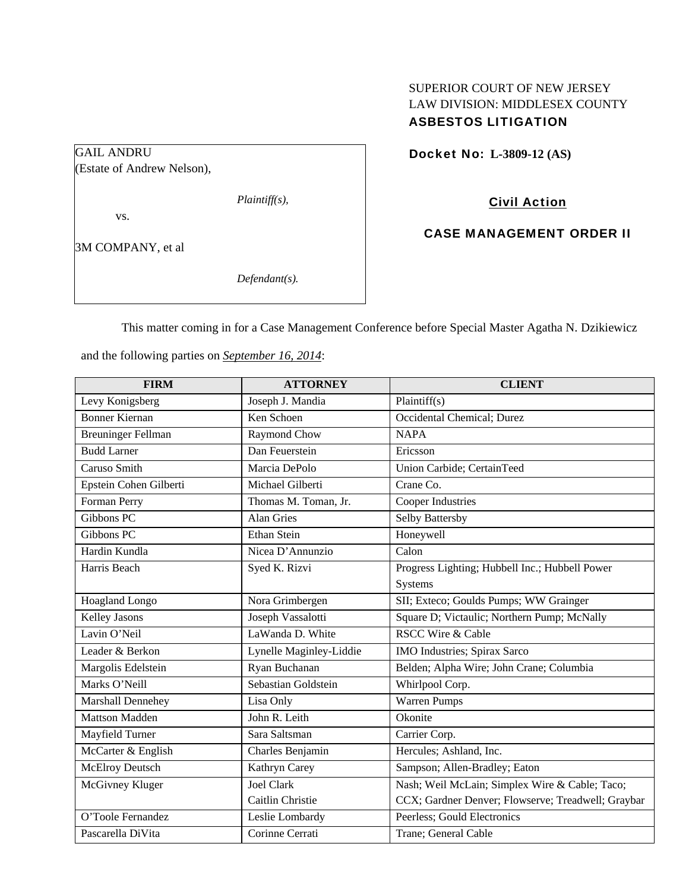SUPERIOR COURT OF NEW JERSEY
LAW DIVISION: MIDDLESEX COUNTY
**ASBESTOS LITIGATION**

GAIL ANDRU
(Estate of Andrew Nelson),

*Plaintiff(s),*

vs.

3M COMPANY, et al

*Defendant(s).*

**Docket No: L-3809-12 (AS)**

**Civil Action**

**CASE MANAGEMENT ORDER II**

This matter coming in for a Case Management Conference before Special Master Agatha N. Dzikiewicz and the following parties on *September 16, 2014*:

| FIRM | ATTORNEY | CLIENT |
|---|---|---|
| Levy Konigsberg | Joseph J. Mandia | Plaintiff(s) |
| Bonner Kiernan | Ken Schoen | Occidental Chemical; Durez |
| Breuninger Fellman | Raymond Chow | NAPA |
| Budd Larner | Dan Feuerstein | Ericsson |
| Caruso Smith | Marcia DePolo | Union Carbide; CertainTeed |
| Epstein Cohen Gilberti | Michael Gilberti | Crane Co. |
| Forman Perry | Thomas M. Toman, Jr. | Cooper Industries |
| Gibbons PC | Alan Gries | Selby Battersby |
| Gibbons PC | Ethan Stein | Honeywell |
| Hardin Kundla | Nicea D'Annunzio | Calon |
| Harris Beach | Syed K. Rizvi | Progress Lighting; Hubbell Inc.; Hubbell Power Systems |
| Hoagland Longo | Nora Grimbergen | SII; Exteco; Goulds Pumps; WW Grainger |
| Kelley Jasons | Joseph Vassalotti | Square D; Victaulic; Northern Pump; McNally |
| Lavin O'Neil | LaWanda D. White | RSCC Wire & Cable |
| Leader & Berkon | Lynelle Maginley-Liddie | IMO Industries; Spirax Sarco |
| Margolis Edelstein | Ryan Buchanan | Belden; Alpha Wire; John Crane; Columbia |
| Marks O'Neill | Sebastian Goldstein | Whirlpool Corp. |
| Marshall Dennehey | Lisa Only | Warren Pumps |
| Mattson Madden | John R. Leith | Okonite |
| Mayfield Turner | Sara Saltsman | Carrier Corp. |
| McCarter & English | Charles Benjamin | Hercules; Ashland, Inc. |
| McElroy Deutsch | Kathryn Carey | Sampson; Allen-Bradley; Eaton |
| McGivney Kluger | Joel Clark<br>Caitlin Christie | Nash; Weil McLain; Simplex Wire & Cable; Taco; CCX; Gardner Denver; Flowserve; Treadwell; Graybar |
| O'Toole Fernandez | Leslie Lombardy | Peerless; Gould Electronics |
| Pascarella DiVita | Corinne Cerrati | Trane; General Cable |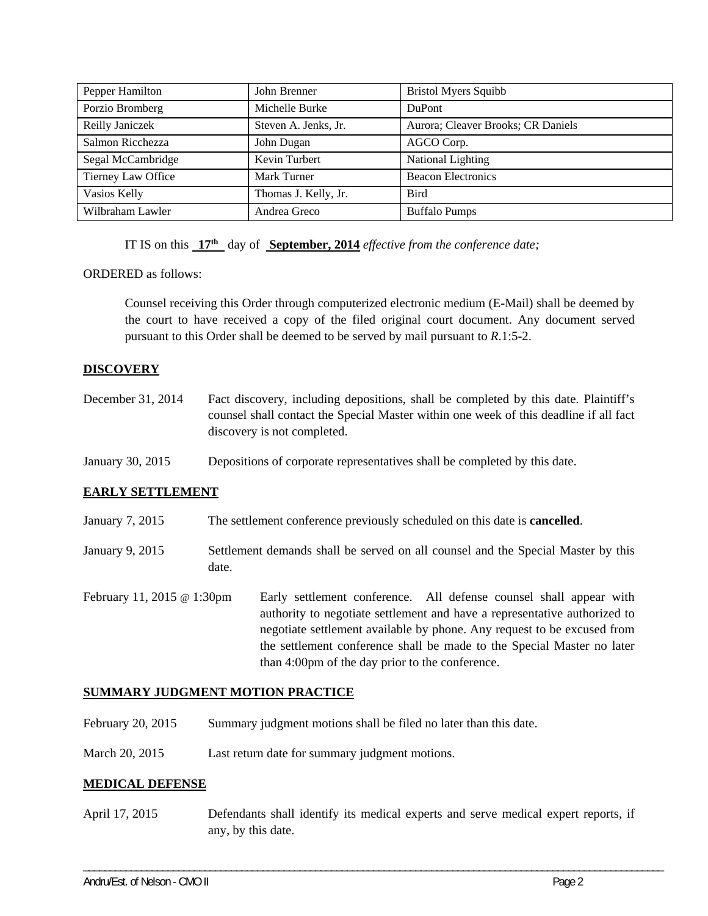| | | |
|---|---|---|
| Pepper Hamilton | John Brenner | Bristol Myers Squibb |
| Porzio Bromberg | Michelle Burke | DuPont |
| Reilly Janiczek | Steven A. Jenks, Jr. | Aurora; Cleaver Brooks; CR Daniels |
| Salmon Ricchezza | John Dugan | AGCO Corp. |
| Segal McCambridge | Kevin Turbert | National Lighting |
| Tierney Law Office | Mark Turner | Beacon Electronics |
| Vasios Kelly | Thomas J. Kelly, Jr. | Bird |
| Wilbraham Lawler | Andrea Greco | Buffalo Pumps |

IT IS on this **17th** day of **September, 2014** *effective from the conference date;*

ORDERED as follows:

Counsel receiving this Order through computerized electronic medium (E-Mail) shall be deemed by the court to have received a copy of the filed original court document. Any document served pursuant to this Order shall be deemed to be served by mail pursuant to *R*.1:5-2.

**DISCOVERY**

December 31, 2014 — Fact discovery, including depositions, shall be completed by this date. Plaintiff's counsel shall contact the Special Master within one week of this deadline if all fact discovery is not completed.

January 30, 2015 — Depositions of corporate representatives shall be completed by this date.

**EARLY SETTLEMENT**

January 7, 2015 — The settlement conference previously scheduled on this date is **cancelled**.

January 9, 2015 — Settlement demands shall be served on all counsel and the Special Master by this date.

February 11, 2015 @ 1:30pm — Early settlement conference. All defense counsel shall appear with authority to negotiate settlement and have a representative authorized to negotiate settlement available by phone. Any request to be excused from the settlement conference shall be made to the Special Master no later than 4:00pm of the day prior to the conference.

**SUMMARY JUDGMENT MOTION PRACTICE**

February 20, 2015 — Summary judgment motions shall be filed no later than this date.

March 20, 2015 — Last return date for summary judgment motions.

**MEDICAL DEFENSE**

April 17, 2015 — Defendants shall identify its medical experts and serve medical expert reports, if any, by this date.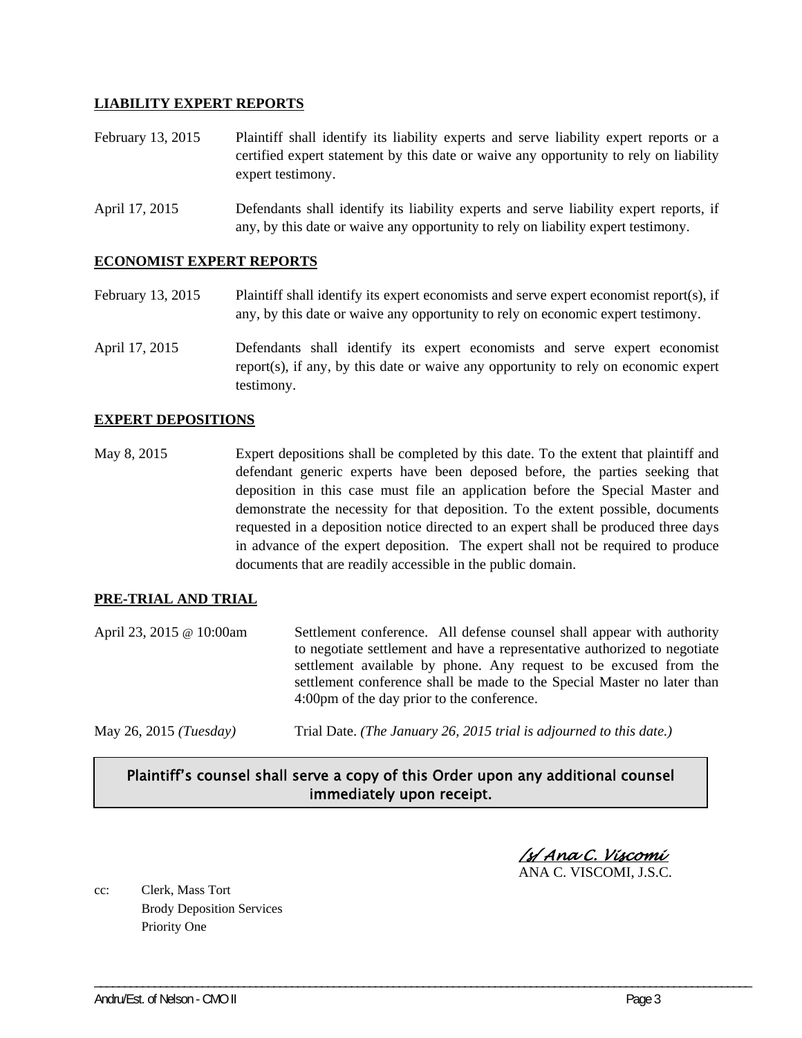**LIABILITY EXPERT REPORTS**

| | |
|---|---|
| February 13, 2015 | Plaintiff shall identify its liability experts and serve liability expert reports or a certified expert statement by this date or waive any opportunity to rely on liability expert testimony. |
| April 17, 2015 | Defendants shall identify its liability experts and serve liability expert reports, if any, by this date or waive any opportunity to rely on liability expert testimony. |

**ECONOMIST EXPERT REPORTS**

| | |
|---|---|
| February 13, 2015 | Plaintiff shall identify its expert economists and serve expert economist report(s), if any, by this date or waive any opportunity to rely on economic expert testimony. |
| April 17, 2015 | Defendants shall identify its expert economists and serve expert economist report(s), if any, by this date or waive any opportunity to rely on economic expert testimony. |

**EXPERT DEPOSITIONS**

| | |
|---|---|
| May 8, 2015 | Expert depositions shall be completed by this date. To the extent that plaintiff and defendant generic experts have been deposed before, the parties seeking that deposition in this case must file an application before the Special Master and demonstrate the necessity for that deposition. To the extent possible, documents requested in a deposition notice directed to an expert shall be produced three days in advance of the expert deposition. The expert shall not be required to produce documents that are readily accessible in the public domain. |

**PRE-TRIAL AND TRIAL**

| | |
|---|---|
| April 23, 2015 @ 10:00am | Settlement conference. All defense counsel shall appear with authority to negotiate settlement and have a representative authorized to negotiate settlement available by phone. Any request to be excused from the settlement conference shall be made to the Special Master no later than 4:00pm of the day prior to the conference. |
| May 26, 2015 *(Tuesday)* | Trial Date. *(The January 26, 2015 trial is adjourned to this date.)* |

**Plaintiff's counsel shall serve a copy of this Order upon any additional counsel immediately upon receipt.**

*/s/ Ana C. Viscomi*
ANA C. VISCOMI, J.S.C.

cc: Clerk, Mass Tort
Brody Deposition Services
Priority One